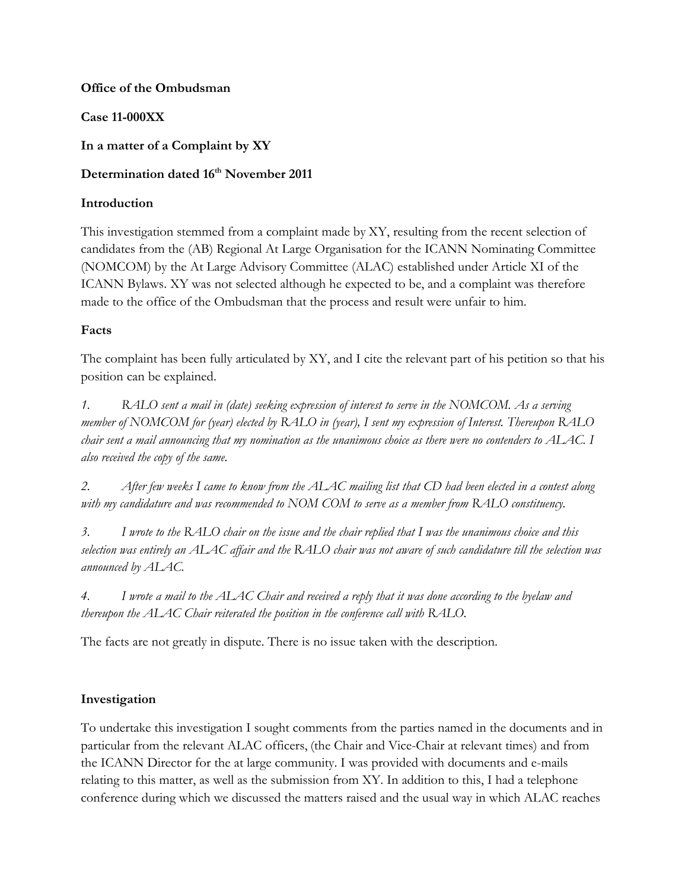**Office of the Ombudsman**

**Case 11-000XX**

**In a matter of a Complaint by XY**

**Determination dated 16th November 2011**

**Introduction**

This investigation stemmed from a complaint made by XY, resulting from the recent selection of candidates from the (AB) Regional At Large Organisation for the ICANN Nominating Committee (NOMCOM) by the At Large Advisory Committee (ALAC) established under Article XI of the ICANN Bylaws. XY was not selected although he expected to be, and a complaint was therefore made to the office of the Ombudsman that the process and result were unfair to him.

**Facts**

The complaint has been fully articulated by XY, and I cite the relevant part of his petition so that his position can be explained.

*1. RALO sent a mail in (date) seeking expression of interest to serve in the NOMCOM. As a serving member of NOMCOM for (year) elected by RALO in (year), I sent my expression of Interest. Thereupon RALO chair sent a mail announcing that my nomination as the unanimous choice as there were no contenders to ALAC. I also received the copy of the same.*

*2. After few weeks I came to know from the ALAC mailing list that CD had been elected in a contest along with my candidature and was recommended to NOM COM to serve as a member from RALO constituency.*

*3. I wrote to the RALO chair on the issue and the chair replied that I was the unanimous choice and this selection was entirely an ALAC affair and the RALO chair was not aware of such candidature till the selection was announced by ALAC.*

*4. I wrote a mail to the ALAC Chair and received a reply that it was done according to the byelaw and thereupon the ALAC Chair reiterated the position in the conference call with RALO.*

The facts are not greatly in dispute. There is no issue taken with the description.

**Investigation**

To undertake this investigation I sought comments from the parties named in the documents and in particular from the relevant ALAC officers, (the Chair and Vice-Chair at relevant times) and from the ICANN Director for the at large community. I was provided with documents and e-mails relating to this matter, as well as the submission from XY. In addition to this, I had a telephone conference during which we discussed the matters raised and the usual way in which ALAC reaches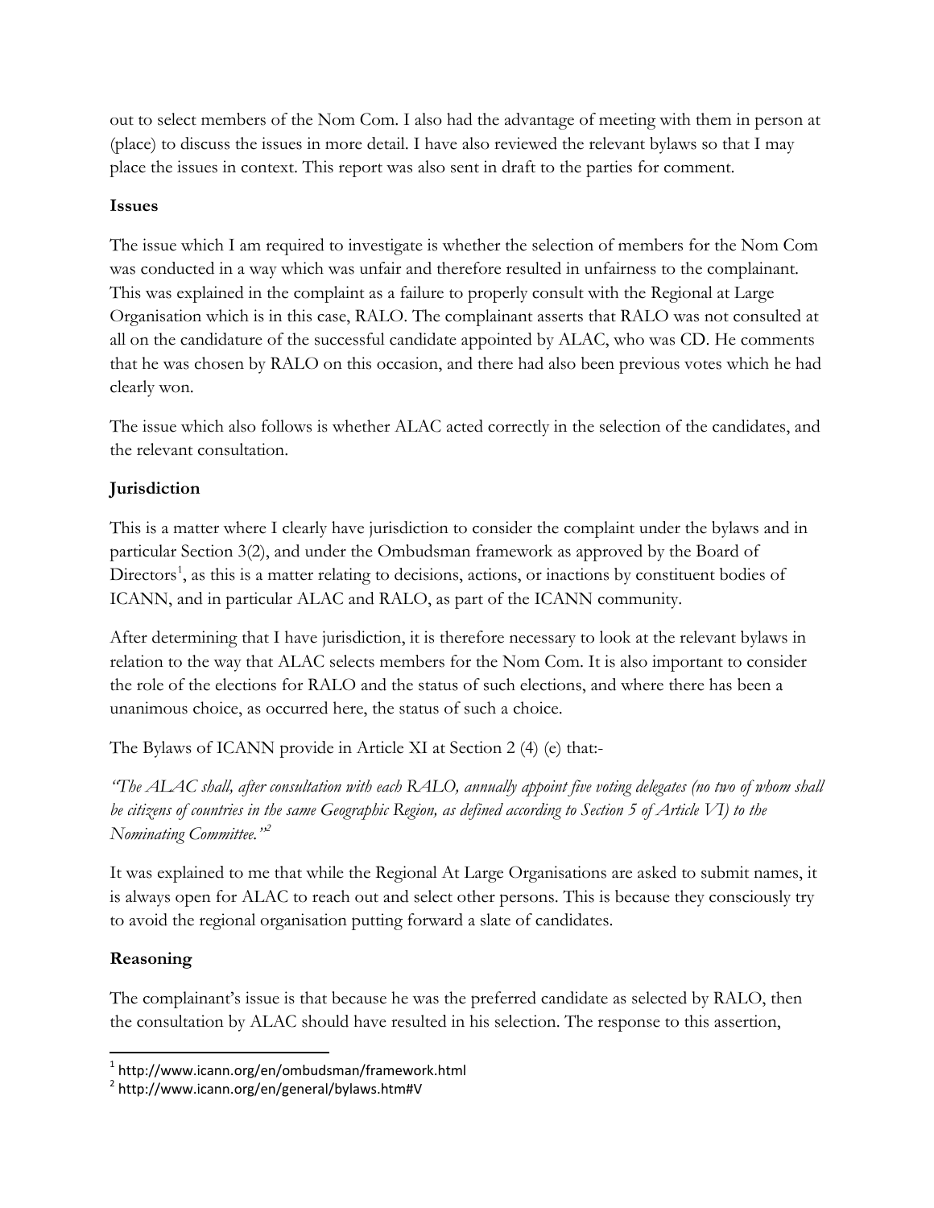out to select members of the Nom Com. I also had the advantage of meeting with them in person at (place) to discuss the issues in more detail. I have also reviewed the relevant bylaws so that I may place the issues in context. This report was also sent in draft to the parties for comment.

**Issues**

The issue which I am required to investigate is whether the selection of members for the Nom Com was conducted in a way which was unfair and therefore resulted in unfairness to the complainant. This was explained in the complaint as a failure to properly consult with the Regional at Large Organisation which is in this case, RALO. The complainant asserts that RALO was not consulted at all on the candidature of the successful candidate appointed by ALAC, who was CD. He comments that he was chosen by RALO on this occasion, and there had also been previous votes which he had clearly won.

The issue which also follows is whether ALAC acted correctly in the selection of the candidates, and the relevant consultation.

**Jurisdiction**

This is a matter where I clearly have jurisdiction to consider the complaint under the bylaws and in particular Section 3(2), and under the Ombudsman framework as approved by the Board of Directors[1], as this is a matter relating to decisions, actions, or inactions by constituent bodies of ICANN, and in particular ALAC and RALO, as part of the ICANN community.

After determining that I have jurisdiction, it is therefore necessary to look at the relevant bylaws in relation to the way that ALAC selects members for the Nom Com. It is also important to consider the role of the elections for RALO and the status of such elections, and where there has been a unanimous choice, as occurred here, the status of such a choice.

The Bylaws of ICANN provide in Article XI at Section 2 (4) (e) that:-

*"The ALAC shall, after consultation with each RALO, annually appoint five voting delegates (no two of whom shall be citizens of countries in the same Geographic Region, as defined according to Section 5 of Article VI) to the Nominating Committee."*[2]

It was explained to me that while the Regional At Large Organisations are asked to submit names, it is always open for ALAC to reach out and select other persons. This is because they consciously try to avoid the regional organisation putting forward a slate of candidates.

**Reasoning**

The complainant's issue is that because he was the preferred candidate as selected by RALO, then the consultation by ALAC should have resulted in his selection. The response to this assertion,

---

[1] http://www.icann.org/en/ombudsman/framework.html

[2] http://www.icann.org/en/general/bylaws.htm#V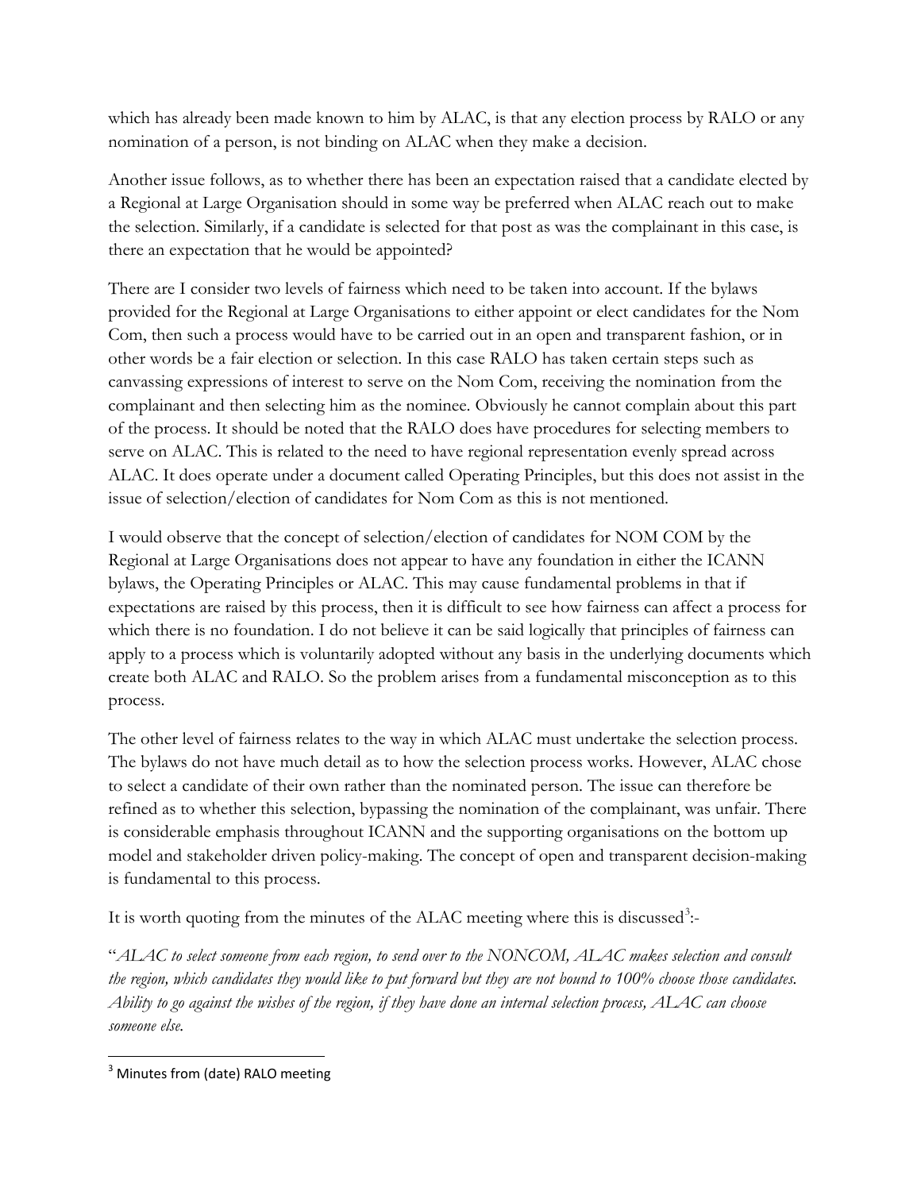which has already been made known to him by ALAC, is that any election process by RALO or any nomination of a person, is not binding on ALAC when they make a decision.

Another issue follows, as to whether there has been an expectation raised that a candidate elected by a Regional at Large Organisation should in some way be preferred when ALAC reach out to make the selection. Similarly, if a candidate is selected for that post as was the complainant in this case, is there an expectation that he would be appointed?

There are I consider two levels of fairness which need to be taken into account. If the bylaws provided for the Regional at Large Organisations to either appoint or elect candidates for the Nom Com, then such a process would have to be carried out in an open and transparent fashion, or in other words be a fair election or selection. In this case RALO has taken certain steps such as canvassing expressions of interest to serve on the Nom Com, receiving the nomination from the complainant and then selecting him as the nominee. Obviously he cannot complain about this part of the process. It should be noted that the RALO does have procedures for selecting members to serve on ALAC. This is related to the need to have regional representation evenly spread across ALAC. It does operate under a document called Operating Principles, but this does not assist in the issue of selection/election of candidates for Nom Com as this is not mentioned.

I would observe that the concept of selection/election of candidates for NOM COM by the Regional at Large Organisations does not appear to have any foundation in either the ICANN bylaws, the Operating Principles or ALAC. This may cause fundamental problems in that if expectations are raised by this process, then it is difficult to see how fairness can affect a process for which there is no foundation. I do not believe it can be said logically that principles of fairness can apply to a process which is voluntarily adopted without any basis in the underlying documents which create both ALAC and RALO. So the problem arises from a fundamental misconception as to this process.

The other level of fairness relates to the way in which ALAC must undertake the selection process. The bylaws do not have much detail as to how the selection process works. However, ALAC chose to select a candidate of their own rather than the nominated person. The issue can therefore be refined as to whether this selection, bypassing the nomination of the complainant, was unfair. There is considerable emphasis throughout ICANN and the supporting organisations on the bottom up model and stakeholder driven policy-making. The concept of open and transparent decision-making is fundamental to this process.

It is worth quoting from the minutes of the ALAC meeting where this is discussed[3]:-

"*ALAC to select someone from each region, to send over to the NONCOM, ALAC makes selection and consult the region, which candidates they would like to put forward but they are not bound to 100% choose those candidates. Ability to go against the wishes of the region, if they have done an internal selection process, ALAC can choose someone else.*

[3] Minutes from (date) RALO meeting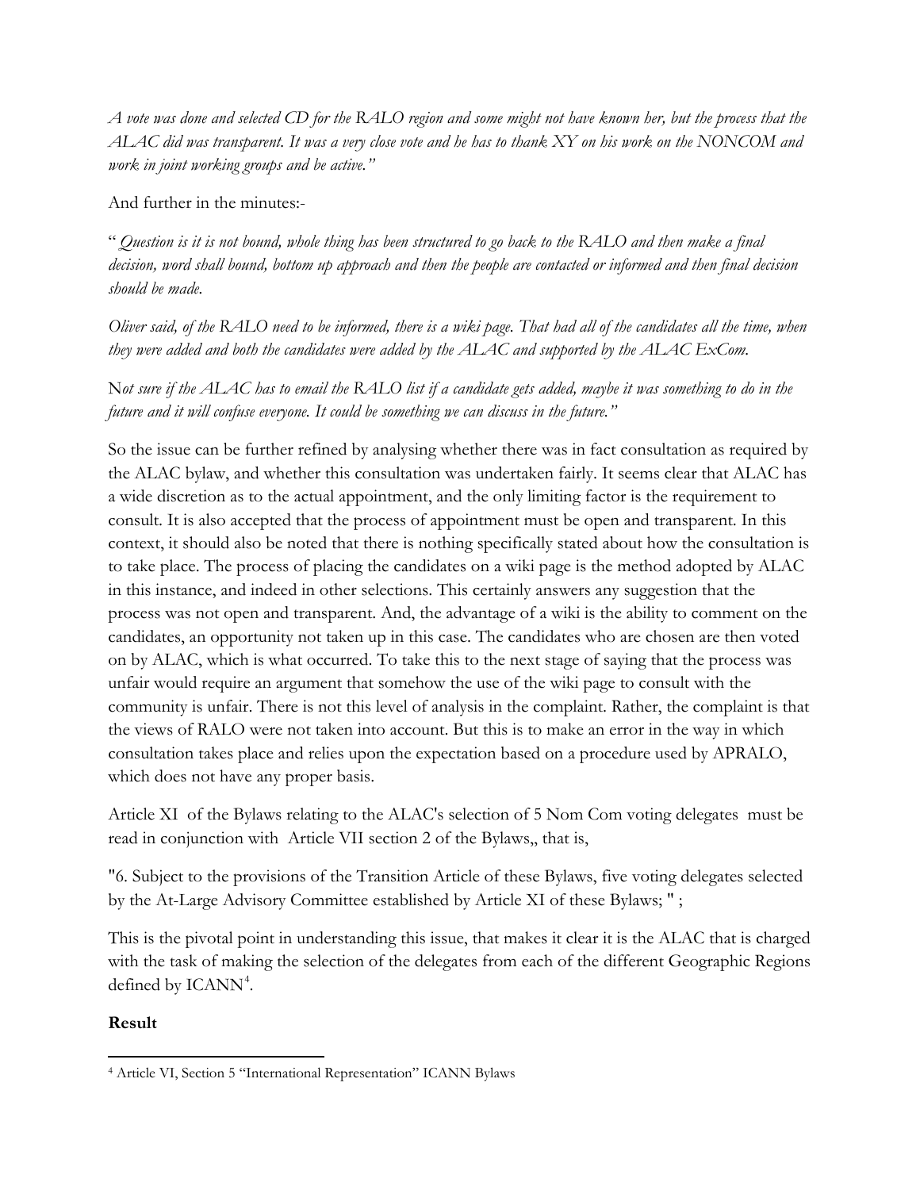*A vote was done and selected CD for the RALO region and some might not have known her, but the process that the ALAC did was transparent. It was a very close vote and he has to thank XY on his work on the NONCOM and work in joint working groups and be active."*

And further in the minutes:-

"*Question is it is not bound, whole thing has been structured to go back to the RALO and then make a final decision, word shall bound, bottom up approach and then the people are contacted or informed and then final decision should be made.*

*Oliver said, of the RALO need to be informed, there is a wiki page. That had all of the candidates all the time, when they were added and both the candidates were added by the ALAC and supported by the ALAC ExCom.*

N*ot sure if the ALAC has to email the RALO list if a candidate gets added, maybe it was something to do in the future and it will confuse everyone. It could be something we can discuss in the future."*

So the issue can be further refined by analysing whether there was in fact consultation as required by the ALAC bylaw, and whether this consultation was undertaken fairly. It seems clear that ALAC has a wide discretion as to the actual appointment, and the only limiting factor is the requirement to consult. It is also accepted that the process of appointment must be open and transparent. In this context, it should also be noted that there is nothing specifically stated about how the consultation is to take place. The process of placing the candidates on a wiki page is the method adopted by ALAC in this instance, and indeed in other selections. This certainly answers any suggestion that the process was not open and transparent. And, the advantage of a wiki is the ability to comment on the candidates, an opportunity not taken up in this case. The candidates who are chosen are then voted on by ALAC, which is what occurred. To take this to the next stage of saying that the process was unfair would require an argument that somehow the use of the wiki page to consult with the community is unfair. There is not this level of analysis in the complaint. Rather, the complaint is that the views of RALO were not taken into account. But this is to make an error in the way in which consultation takes place and relies upon the expectation based on a procedure used by APRALO, which does not have any proper basis.

Article XI of the Bylaws relating to the ALAC's selection of 5 Nom Com voting delegates must be read in conjunction with Article VII section 2 of the Bylaws,, that is,

"6. Subject to the provisions of the Transition Article of these Bylaws, five voting delegates selected by the At-Large Advisory Committee established by Article XI of these Bylaws; " ;

This is the pivotal point in understanding this issue, that makes it clear it is the ALAC that is charged with the task of making the selection of the delegates from each of the different Geographic Regions defined by ICANN[4].

**Result**

[4] Article VI, Section 5 "International Representation" ICANN Bylaws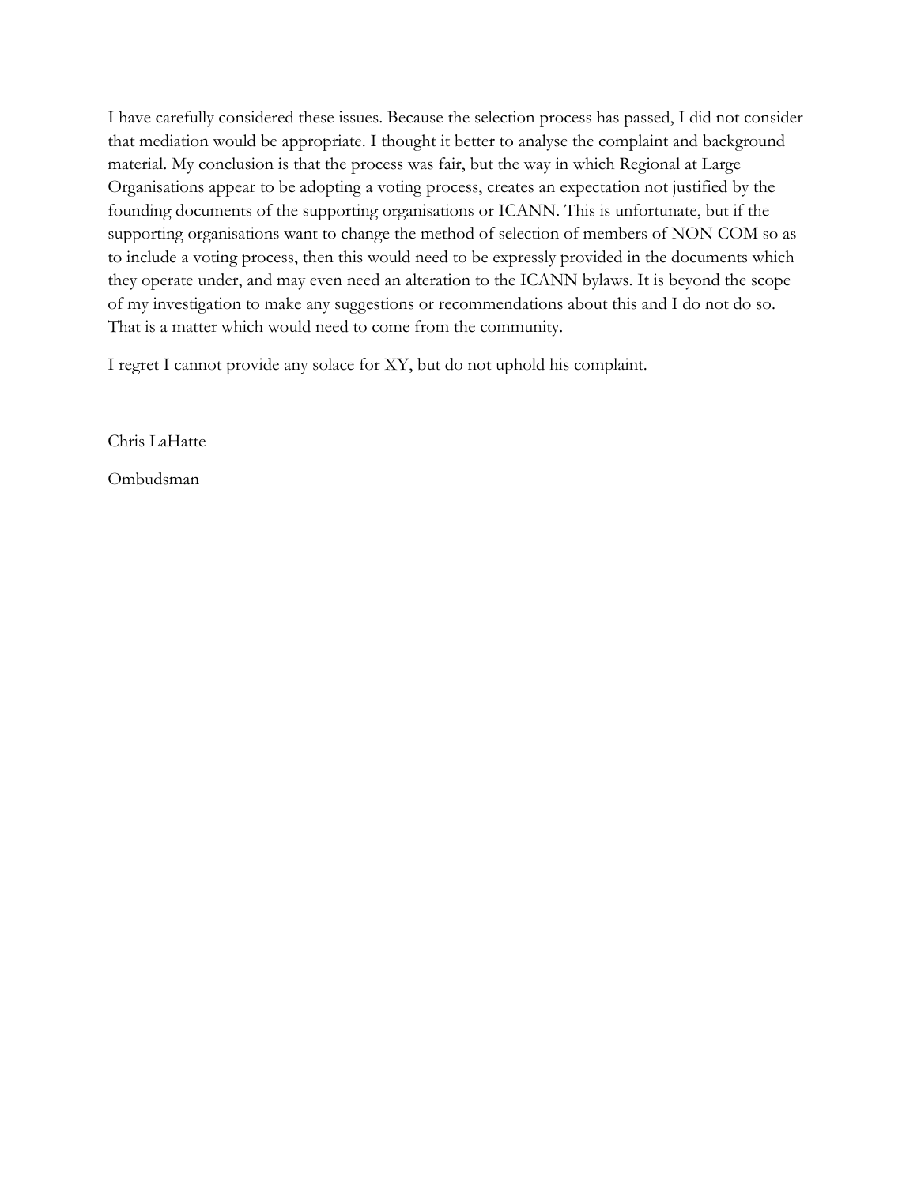I have carefully considered these issues. Because the selection process has passed, I did not consider that mediation would be appropriate. I thought it better to analyse the complaint and background material. My conclusion is that the process was fair, but the way in which Regional at Large Organisations appear to be adopting a voting process, creates an expectation not justified by the founding documents of the supporting organisations or ICANN. This is unfortunate, but if the supporting organisations want to change the method of selection of members of NON COM so as to include a voting process, then this would need to be expressly provided in the documents which they operate under, and may even need an alteration to the ICANN bylaws. It is beyond the scope of my investigation to make any suggestions or recommendations about this and I do not do so. That is a matter which would need to come from the community.

I regret I cannot provide any solace for XY, but do not uphold his complaint.

Chris LaHatte

Ombudsman